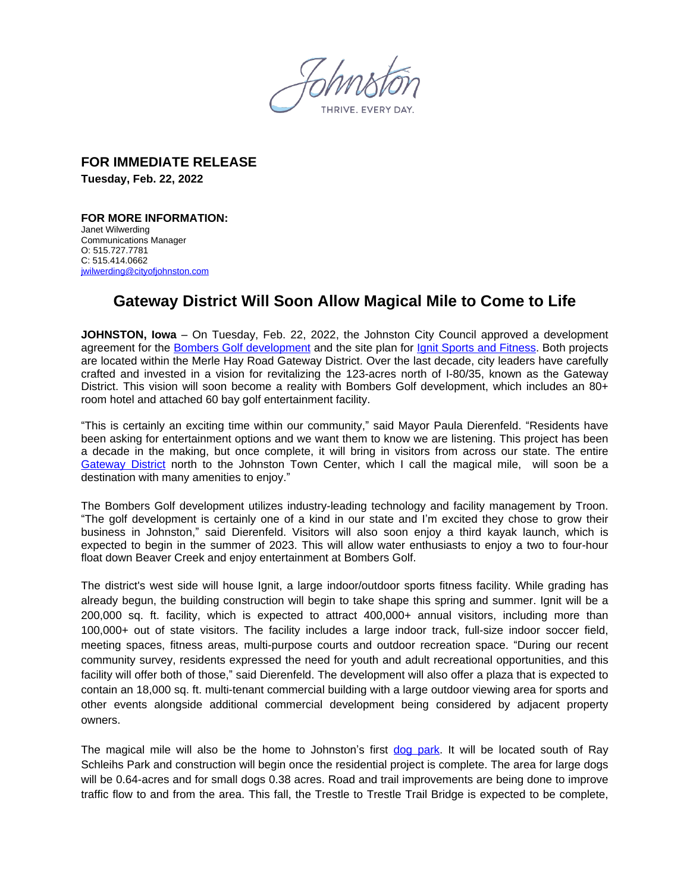Johnston

THRIVE. EVERY DAY.

**FOR IMMEDIATE RELEASE**
**Tuesday, Feb. 22, 2022**

**FOR MORE INFORMATION:**
Janet Wilwerding
Communications Manager
O: 515.727.7781
C: 515.414.0662
jwilwerding@cityofjohnston.com

## Gateway District Will Soon Allow Magical Mile to Come to Life

**JOHNSTON, Iowa** – On Tuesday, Feb. 22, 2022, the Johnston City Council approved a development agreement for the Bombers Golf development and the site plan for Ignit Sports and Fitness. Both projects are located within the Merle Hay Road Gateway District. Over the last decade, city leaders have carefully crafted and invested in a vision for revitalizing the 123-acres north of I-80/35, known as the Gateway District. This vision will soon become a reality with Bombers Golf development, which includes an 80+ room hotel and attached 60 bay golf entertainment facility.

"This is certainly an exciting time within our community," said Mayor Paula Dierenfeld. "Residents have been asking for entertainment options and we want them to know we are listening. This project has been a decade in the making, but once complete, it will bring in visitors from across our state. The entire Gateway District north to the Johnston Town Center, which I call the magical mile, will soon be a destination with many amenities to enjoy."

The Bombers Golf development utilizes industry-leading technology and facility management by Troon. "The golf development is certainly one of a kind in our state and I'm excited they chose to grow their business in Johnston," said Dierenfeld. Visitors will also soon enjoy a third kayak launch, which is expected to begin in the summer of 2023. This will allow water enthusiasts to enjoy a two to four-hour float down Beaver Creek and enjoy entertainment at Bombers Golf.

The district's west side will house Ignit, a large indoor/outdoor sports fitness facility. While grading has already begun, the building construction will begin to take shape this spring and summer. Ignit will be a 200,000 sq. ft. facility, which is expected to attract 400,000+ annual visitors, including more than 100,000+ out of state visitors. The facility includes a large indoor track, full-size indoor soccer field, meeting spaces, fitness areas, multi-purpose courts and outdoor recreation space. "During our recent community survey, residents expressed the need for youth and adult recreational opportunities, and this facility will offer both of those," said Dierenfeld. The development will also offer a plaza that is expected to contain an 18,000 sq. ft. multi-tenant commercial building with a large outdoor viewing area for sports and other events alongside additional commercial development being considered by adjacent property owners.

The magical mile will also be the home to Johnston's first dog park. It will be located south of Ray Schleihs Park and construction will begin once the residential project is complete. The area for large dogs will be 0.64-acres and for small dogs 0.38 acres. Road and trail improvements are being done to improve traffic flow to and from the area. This fall, the Trestle to Trestle Trail Bridge is expected to be complete,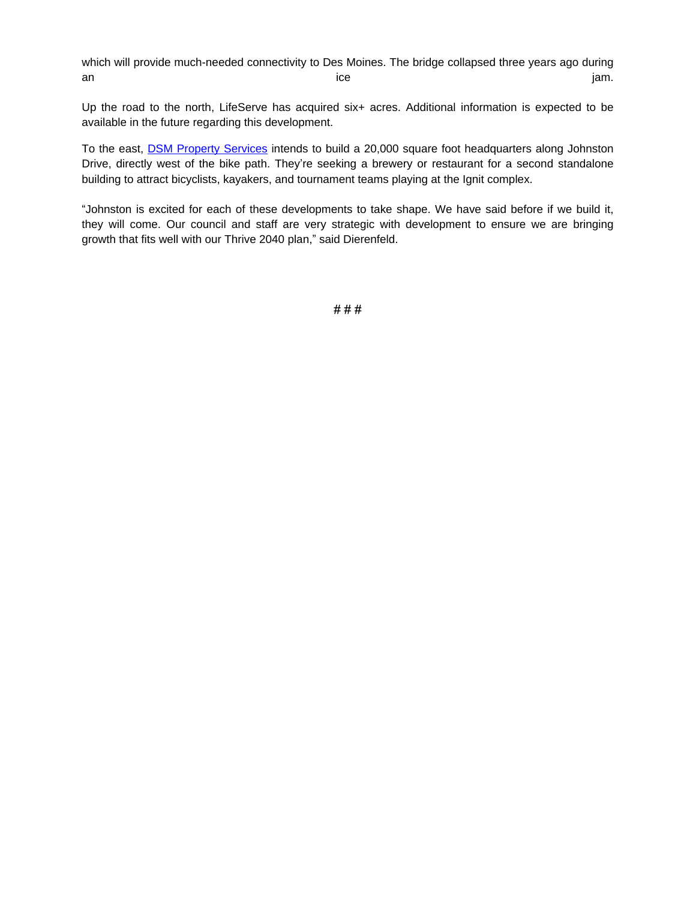which will provide much-needed connectivity to Des Moines. The bridge collapsed three years ago during an ice jam.

Up the road to the north, LifeServe has acquired six+ acres. Additional information is expected to be available in the future regarding this development.

To the east, [DSM Property Services] intends to build a 20,000 square foot headquarters along Johnston Drive, directly west of the bike path. They're seeking a brewery or restaurant for a second standalone building to attract bicyclists, kayakers, and tournament teams playing at the Ignit complex.

"Johnston is excited for each of these developments to take shape. We have said before if we build it, they will come. Our council and staff are very strategic with development to ensure we are bringing growth that fits well with our Thrive 2040 plan," said Dierenfeld.

# # #